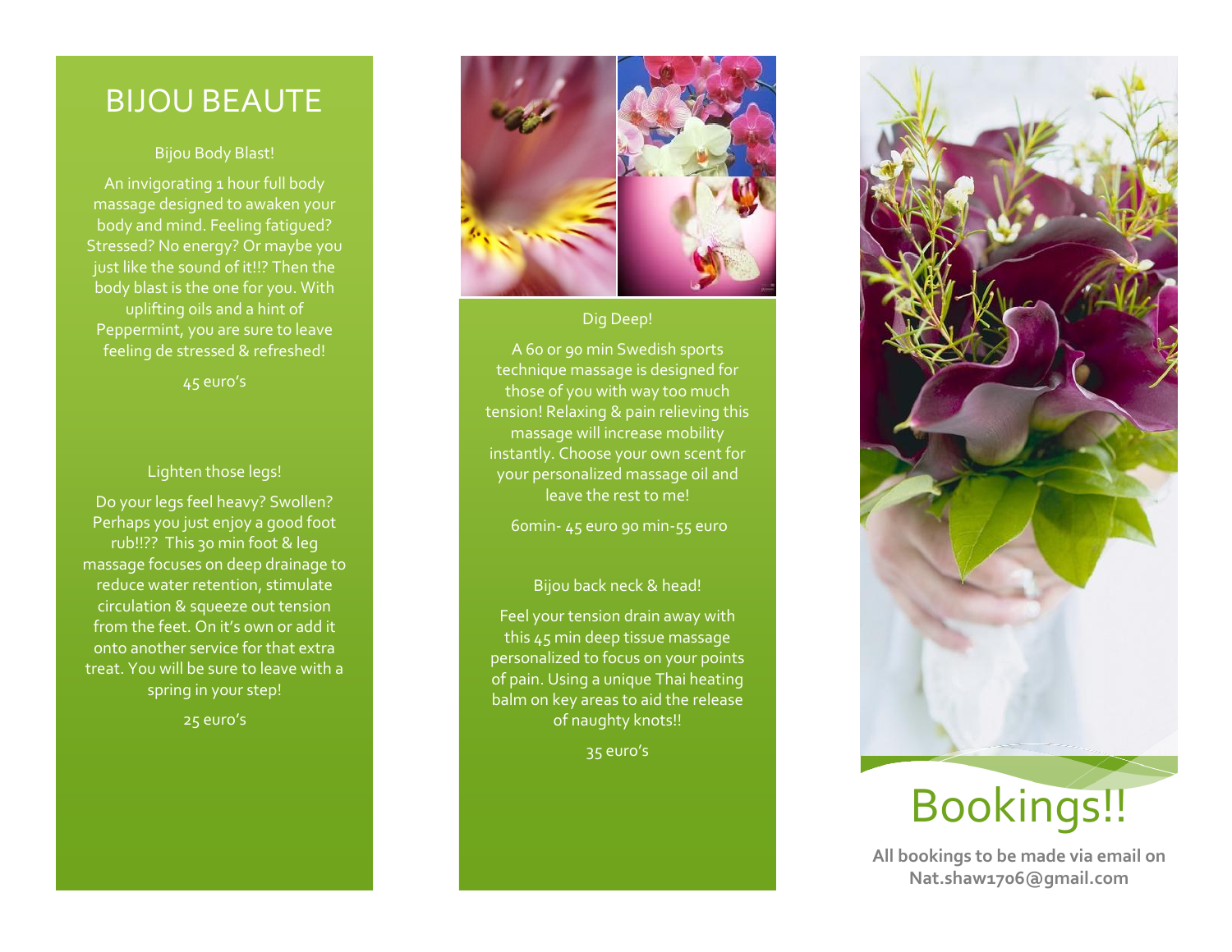# BIJOU BEAUTE

## Bijou Body Blast!

An invigorating 1 hour full body massage designed to awaken your body and mind. Feeling fatigued? Stressed? No energy? Or maybe you just like the sound of it!!? Then the body blast is the one for you. With uplifting oils and a hint of Peppermint, you are sure to leave feeling de stressed & refreshed!

45 euro's

## Lighten those legs!

Do your legs feel heavy? Swollen? Perhaps you just enjoy a good foot rub!!?? This 30 min foot & leg massage focuses on deep drainage to reduce water retention, stimulate circulation & squeeze out tension from the feet. On it's own or add it onto another service for that extra treat. You will be sure to leave with a spring in your step!

25 euro's

## Dig Deep!

A 60 or 90 min Swedish sports technique massage is designed for those of you with way too much tension! Relaxing & pain relieving this massage will increase mobility instantly. Choose your own scent for your personalized massage oil and leave the rest to me!

60min- 45 euro 90 min-55 euro

## Bijou back neck & head!

Feel your tension drain away with this 45 min deep tissue massage personalized to focus on your points of pain. Using a unique Thai heating balm on key areas to aid the release of naughty knots!!

35 euro's

# Bookings!!

**All bookings to be made via email on Nat.shaw1706@gmail.com**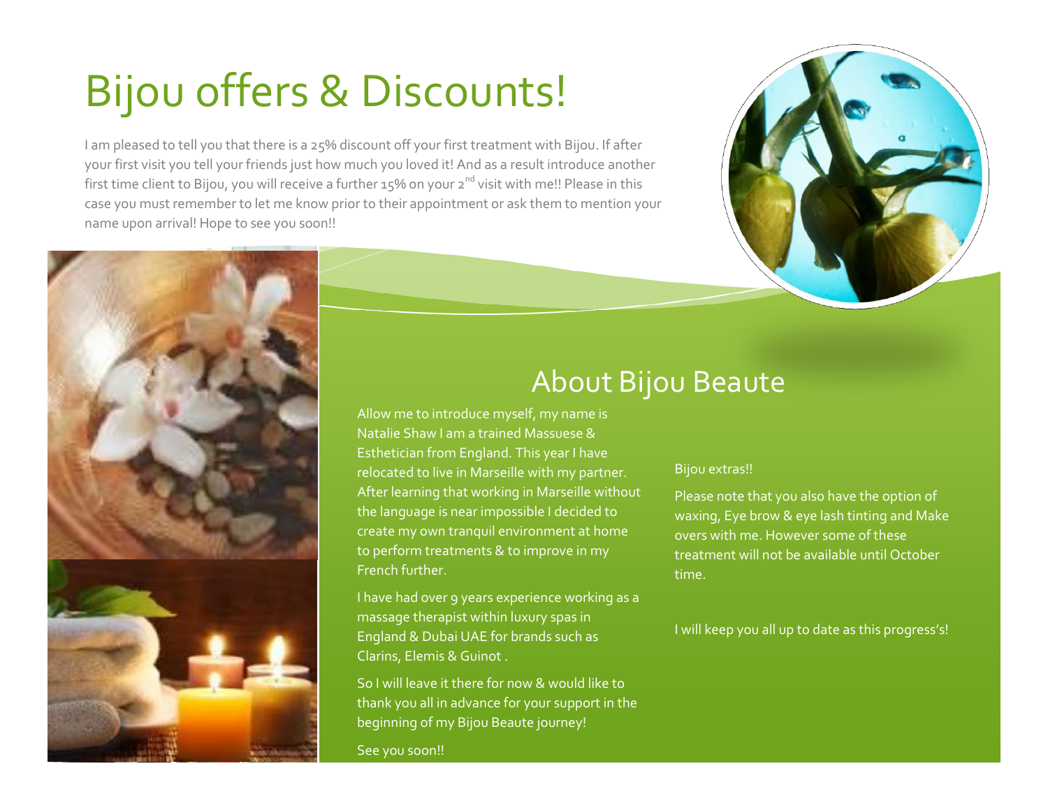# Bijou offers & Discounts!

I am pleased to tell you that there is a 25% discount off your first treatment with Bijou. If after your first visit you tell your friends just how much you loved it! And as a result introduce another first time client to Bijou, you will receive a further 15% on your 2nd visit with me!! Please in this case you must remember to let me know prior to their appointment or ask them to mention your name upon arrival! Hope to see you soon!!

## About Bijou Beaute

Allow me to introduce myself, my name is Natalie Shaw I am a trained Massuese & Esthetician from England. This year I have relocated to live in Marseille with my partner. After learning that working in Marseille without the language is near impossible I decided to create my own tranquil environment at home to perform treatments & to improve in my French further.

I have had over 9 years experience working as a massage therapist within luxury spas in England & Dubai UAE for brands such as Clarins, Elemis & Guinot .

So I will leave it there for now & would like to thank you all in advance for your support in the beginning of my Bijou Beaute journey!

See you soon!!

Bijou extras!!

Please note that you also have the option of waxing, Eye brow & eye lash tinting and Make overs with me. However some of these treatment will not be available until October time.

I will keep you all up to date as this progress's!